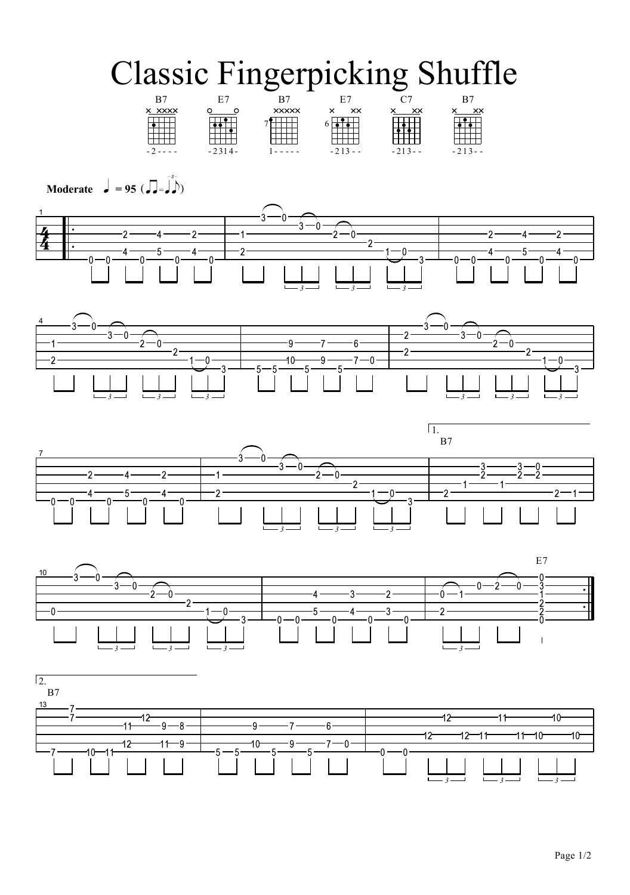# Classic Fingerpicking Shuffle

B7 E7 B7 E7 C7 B7

- 2 - - - - &nbsp; - 2 3 1 4 - &nbsp; 1 - - - - - &nbsp; - 2 1 3 - - &nbsp; - 2 1 3 - - &nbsp; - 2 1 3 - -

**Moderate** ♩ = 95

1.
B7

E7

2.
B7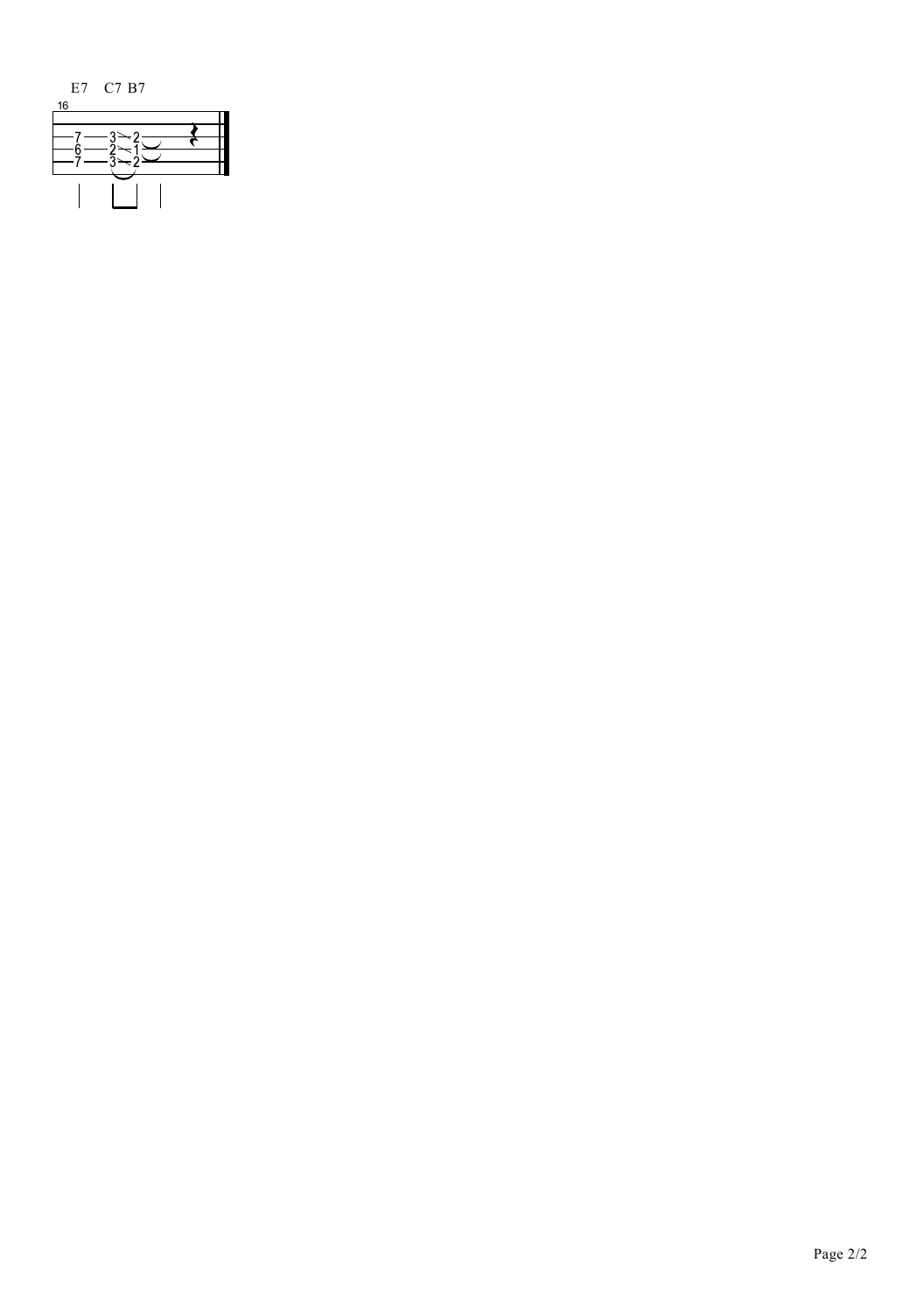E7 C7 B7

16

```
--7---3-2---
--6---2-1---
--7---3-2---
```